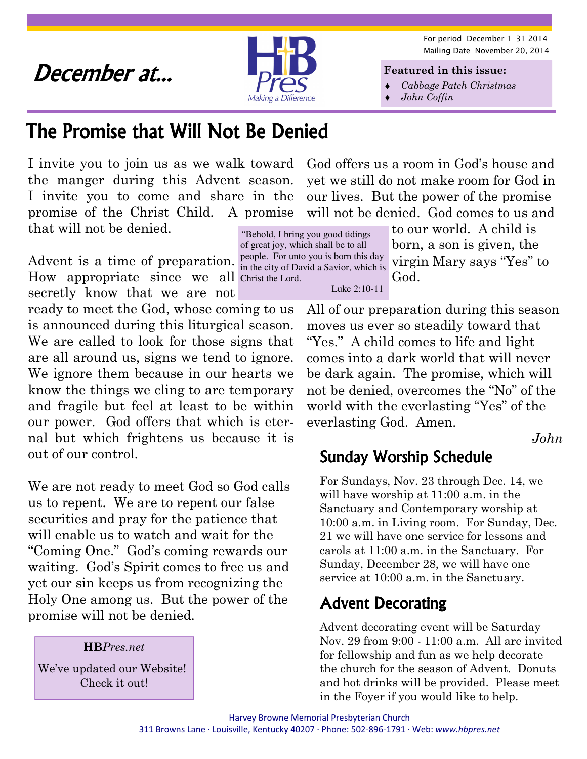# December at...

HB Pres
Making a Difference

For period December 1-31 2014
Mailing Date November 20, 2014

**Featured in this issue:**

- *Cabbage Patch Christmas*
- *John Coffin*

## The Promise that Will Not Be Denied

I invite you to join us as we walk toward the manger during this Advent season. I invite you to come and share in the promise of the Christ Child. A promise that will not be denied.

Advent is a time of preparation. How appropriate since we all secretly know that we are not ready to meet the God, whose coming to us is announced during this liturgical season. We are called to look for those signs that are all around us, signs we tend to ignore. We ignore them because in our hearts we know the things we cling to are temporary and fragile but feel at least to be within our power. God offers that which is eternal but which frightens us because it is out of our control.

We are not ready to meet God so God calls us to repent. We are to repent our false securities and pray for the patience that will enable us to watch and wait for the "Coming One." God's coming rewards our waiting. God's Spirit comes to free us and yet our sin keeps us from recognizing the Holy One among us. But the power of the promise will not be denied.

God offers us a room in God's house and yet we still do not make room for God in our lives. But the power of the promise will not be denied. God comes to us and to our world. A child is born, a son is given, the virgin Mary says "Yes" to God.

> "Behold, I bring you good tidings of great joy, which shall be to all people. For unto you is born this day in the city of David a Savior, which is Christ the Lord.
>
> Luke 2:10-11

All of our preparation during this season moves us ever so steadily toward that "Yes." A child comes to life and light comes into a dark world that will never be dark again. The promise, which will not be denied, overcomes the "No" of the world with the everlasting "Yes" of the everlasting God. Amen.

*John*

**HB***Pres.net*

We've updated our Website! Check it out!

## Sunday Worship Schedule

For Sundays, Nov. 23 through Dec. 14, we will have worship at 11:00 a.m. in the Sanctuary and Contemporary worship at 10:00 a.m. in Living room. For Sunday, Dec. 21 we will have one service for lessons and carols at 11:00 a.m. in the Sanctuary. For Sunday, December 28, we will have one service at 10:00 a.m. in the Sanctuary.

## Advent Decorating

Advent decorating event will be Saturday Nov. 29 from 9:00 - 11:00 a.m. All are invited for fellowship and fun as we help decorate the church for the season of Advent. Donuts and hot drinks will be provided. Please meet in the Foyer if you would like to help.

Harvey Browne Memorial Presbyterian Church
311 Browns Lane · Louisville, Kentucky 40207 · Phone: 502-896-1791 · Web: *www.hbpres.net*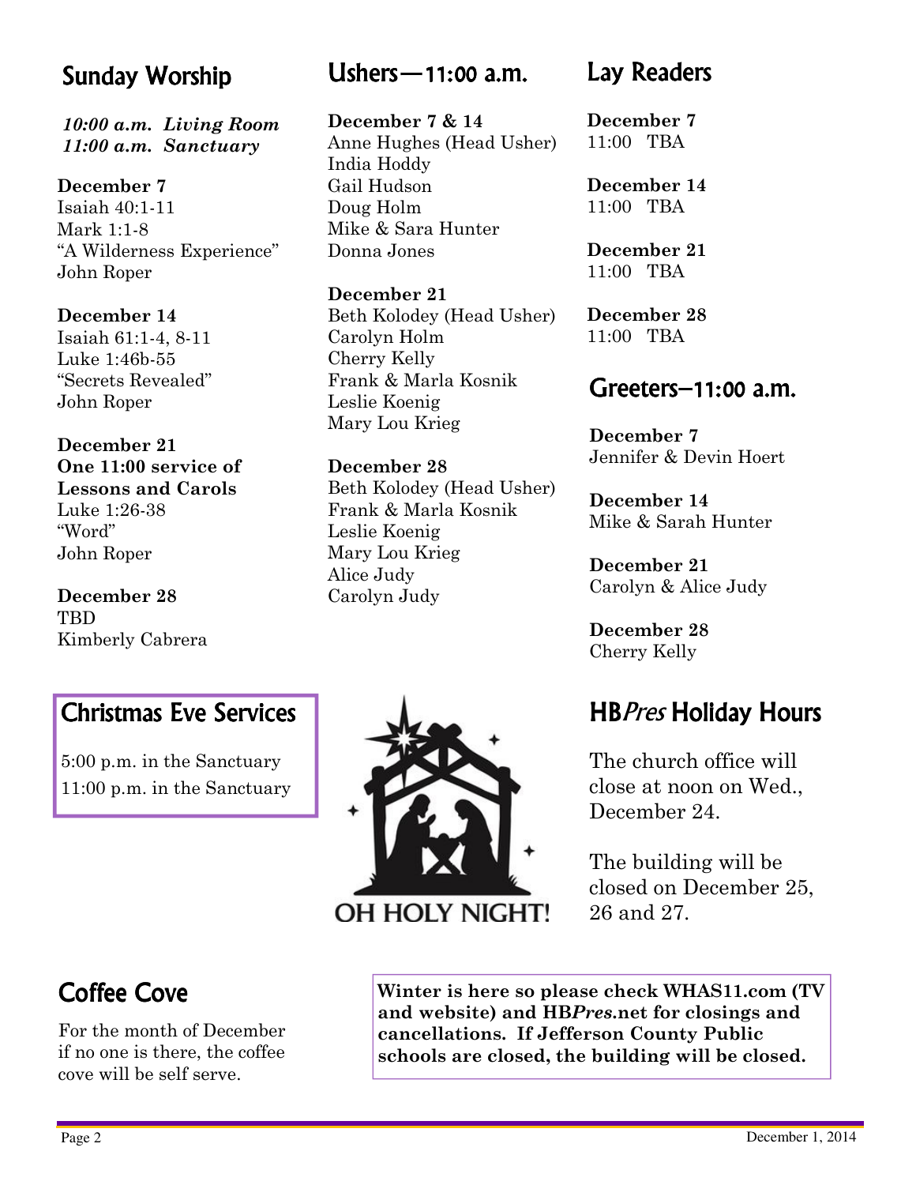## Sunday Worship

*10:00 a.m. Living Room*
*11:00 a.m. Sanctuary*

**December 7**
Isaiah 40:1-11
Mark 1:1-8
"A Wilderness Experience"
John Roper

**December 14**
Isaiah 61:1-4, 8-11
Luke 1:46b-55
"Secrets Revealed"
John Roper

**December 21**
**One 11:00 service of Lessons and Carols**
Luke 1:26-38
"Word"
John Roper

**December 28**
TBD
Kimberly Cabrera

## Ushers—11:00 a.m.

**December 7 & 14**
Anne Hughes (Head Usher)
India Hoddy
Gail Hudson
Doug Holm
Mike & Sara Hunter
Donna Jones

**December 21**
Beth Kolodey (Head Usher)
Carolyn Holm
Cherry Kelly
Frank & Marla Kosnik
Leslie Koenig
Mary Lou Krieg

**December 28**
Beth Kolodey (Head Usher)
Frank & Marla Kosnik
Leslie Koenig
Mary Lou Krieg
Alice Judy
Carolyn Judy

## Lay Readers

**December 7**
11:00 TBA

**December 14**
11:00 TBA

**December 21**
11:00 TBA

**December 28**
11:00 TBA

## Greeters—11:00 a.m.

**December 7**
Jennifer & Devin Hoert

**December 14**
Mike & Sarah Hunter

**December 21**
Carolyn & Alice Judy

**December 28**
Cherry Kelly

## Christmas Eve Services

5:00 p.m. in the Sanctuary
11:00 p.m. in the Sanctuary

OH HOLY NIGHT!

## HB*Pres* Holiday Hours

The church office will close at noon on Wed., December 24.

The building will be closed on December 25, 26 and 27.

## Coffee Cove

For the month of December if no one is there, the coffee cove will be self serve.

**Winter is here so please check WHAS11.com (TV and website) and HB*Pres*.net for closings and cancellations. If Jefferson County Public schools are closed, the building will be closed.**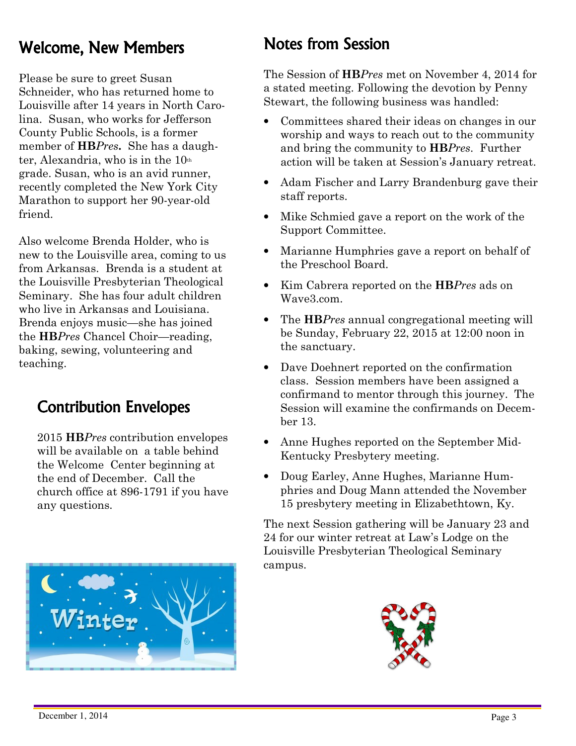## Welcome, New Members

Please be sure to greet Susan Schneider, who has returned home to Louisville after 14 years in North Carolina. Susan, who works for Jefferson County Public Schools, is a former member of **HB***Pres***.** She has a daughter, Alexandria, who is in the 10th grade. Susan, who is an avid runner, recently completed the New York City Marathon to support her 90-year-old friend.

Also welcome Brenda Holder, who is new to the Louisville area, coming to us from Arkansas. Brenda is a student at the Louisville Presbyterian Theological Seminary. She has four adult children who live in Arkansas and Louisiana. Brenda enjoys music—she has joined the **HB***Pres* Chancel Choir—reading, baking, sewing, volunteering and teaching.

## Contribution Envelopes

2015 **HB***Pres* contribution envelopes will be available on a table behind the Welcome Center beginning at the end of December. Call the church office at 896-1791 if you have any questions.

## Notes from Session

The Session of **HB***Pres* met on November 4, 2014 for a stated meeting. Following the devotion by Penny Stewart, the following business was handled:

- Committees shared their ideas on changes in our worship and ways to reach out to the community and bring the community to **HB***Pres*. Further action will be taken at Session's January retreat.
- Adam Fischer and Larry Brandenburg gave their staff reports.
- Mike Schmied gave a report on the work of the Support Committee.
- Marianne Humphries gave a report on behalf of the Preschool Board.
- Kim Cabrera reported on the **HB***Pres* ads on Wave3.com.
- The **HB***Pres* annual congregational meeting will be Sunday, February 22, 2015 at 12:00 noon in the sanctuary.
- Dave Doehnert reported on the confirmation class. Session members have been assigned a confirmand to mentor through this journey. The Session will examine the confirmands on December 13.
- Anne Hughes reported on the September Mid-Kentucky Presbytery meeting.
- Doug Earley, Anne Hughes, Marianne Humphries and Doug Mann attended the November 15 presbytery meeting in Elizabethtown, Ky.

The next Session gathering will be January 23 and 24 for our winter retreat at Law's Lodge on the Louisville Presbyterian Theological Seminary campus.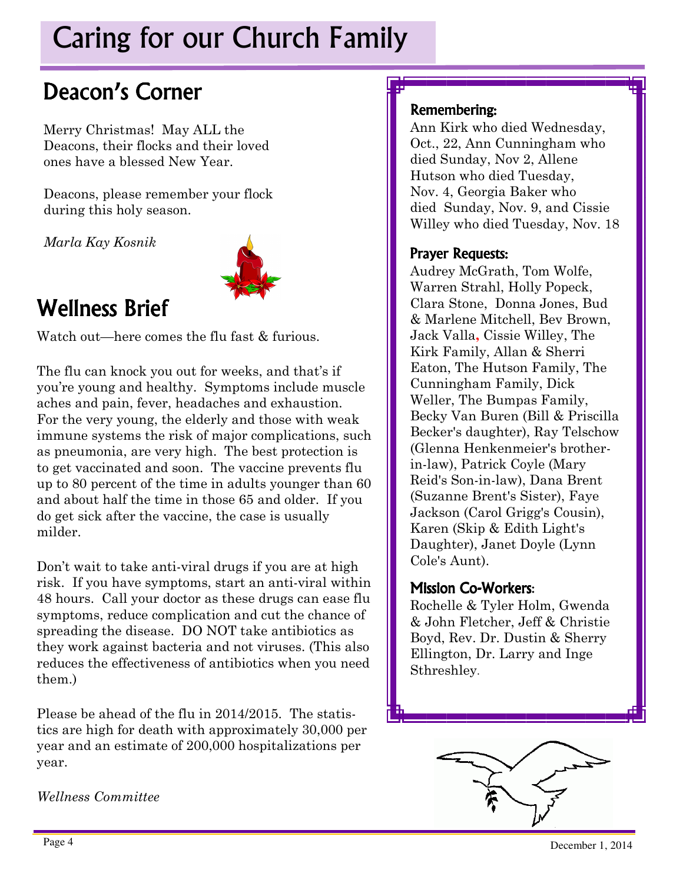# Caring for our Church Family

## Deacon's Corner

Merry Christmas! May ALL the Deacons, their flocks and their loved ones have a blessed New Year.

Deacons, please remember your flock during this holy season.

*Marla Kay Kosnik*

## Wellness Brief

Watch out—here comes the flu fast & furious.

The flu can knock you out for weeks, and that's if you're young and healthy. Symptoms include muscle aches and pain, fever, headaches and exhaustion. For the very young, the elderly and those with weak immune systems the risk of major complications, such as pneumonia, are very high. The best protection is to get vaccinated and soon. The vaccine prevents flu up to 80 percent of the time in adults younger than 60 and about half the time in those 65 and older. If you do get sick after the vaccine, the case is usually milder.

Don't wait to take anti-viral drugs if you are at high risk. If you have symptoms, start an anti-viral within 48 hours. Call your doctor as these drugs can ease flu symptoms, reduce complication and cut the chance of spreading the disease. DO NOT take antibiotics as they work against bacteria and not viruses. (This also reduces the effectiveness of antibiotics when you need them.)

Please be ahead of the flu in 2014/2015. The statistics are high for death with approximately 30,000 per year and an estimate of 200,000 hospitalizations per year.

*Wellness Committee*

### Remembering:

Ann Kirk who died Wednesday, Oct., 22, Ann Cunningham who died Sunday, Nov 2, Allene Hutson who died Tuesday, Nov. 4, Georgia Baker who died Sunday, Nov. 9, and Cissie Willey who died Tuesday, Nov. 18

### Prayer Requests:

Audrey McGrath, Tom Wolfe, Warren Strahl, Holly Popeck, Clara Stone, Donna Jones, Bud & Marlene Mitchell, Bev Brown, Jack Valla, Cissie Willey, The Kirk Family, Allan & Sherri Eaton, The Hutson Family, The Cunningham Family, Dick Weller, The Bumpas Family, Becky Van Buren (Bill & Priscilla Becker's daughter), Ray Telschow (Glenna Henkenmeier's brother-in-law), Patrick Coyle (Mary Reid's Son-in-law), Dana Brent (Suzanne Brent's Sister), Faye Jackson (Carol Grigg's Cousin), Karen (Skip & Edith Light's Daughter), Janet Doyle (Lynn Cole's Aunt).

### Mission Co-Workers:

Rochelle & Tyler Holm, Gwenda & John Fletcher, Jeff & Christie Boyd, Rev. Dr. Dustin & Sherry Ellington, Dr. Larry and Inge Sthreshley.

December 1, 2014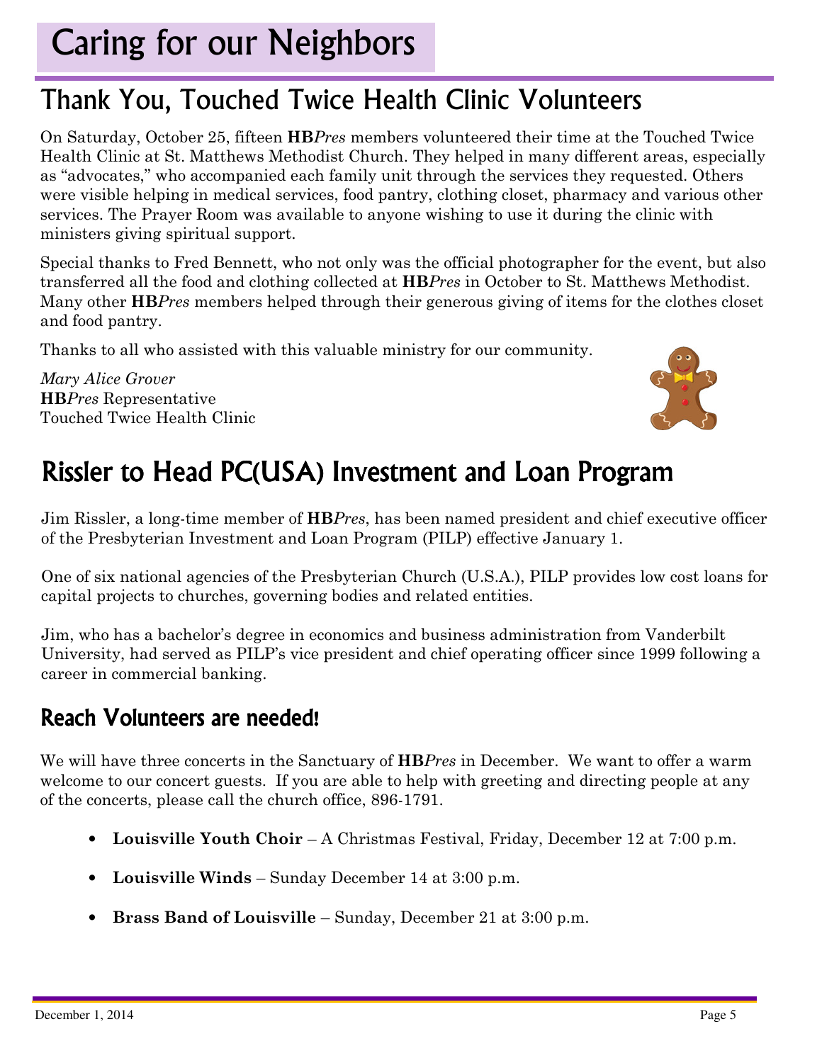# Caring for our Neighbors

## Thank You, Touched Twice Health Clinic Volunteers

On Saturday, October 25, fifteen **HB*Pres*** members volunteered their time at the Touched Twice Health Clinic at St. Matthews Methodist Church. They helped in many different areas, especially as "advocates," who accompanied each family unit through the services they requested. Others were visible helping in medical services, food pantry, clothing closet, pharmacy and various other services. The Prayer Room was available to anyone wishing to use it during the clinic with ministers giving spiritual support.

Special thanks to Fred Bennett, who not only was the official photographer for the event, but also transferred all the food and clothing collected at **HB*Pres*** in October to St. Matthews Methodist. Many other **HB*Pres*** members helped through their generous giving of items for the clothes closet and food pantry.

Thanks to all who assisted with this valuable ministry for our community.

*Mary Alice Grover*
**HB*Pres*** Representative
Touched Twice Health Clinic

## Rissler to Head PC(USA) Investment and Loan Program

Jim Rissler, a long-time member of **HB*Pres***, has been named president and chief executive officer of the Presbyterian Investment and Loan Program (PILP) effective January 1.

One of six national agencies of the Presbyterian Church (U.S.A.), PILP provides low cost loans for capital projects to churches, governing bodies and related entities.

Jim, who has a bachelor's degree in economics and business administration from Vanderbilt University, had served as PILP's vice president and chief operating officer since 1999 following a career in commercial banking.

### Reach Volunteers are needed!

We will have three concerts in the Sanctuary of **HB*Pres*** in December. We want to offer a warm welcome to our concert guests. If you are able to help with greeting and directing people at any of the concerts, please call the church office, 896-1791.

- **Louisville Youth Choir** – A Christmas Festival, Friday, December 12 at 7:00 p.m.
- **Louisville Winds** – Sunday December 14 at 3:00 p.m.
- **Brass Band of Louisville** – Sunday, December 21 at 3:00 p.m.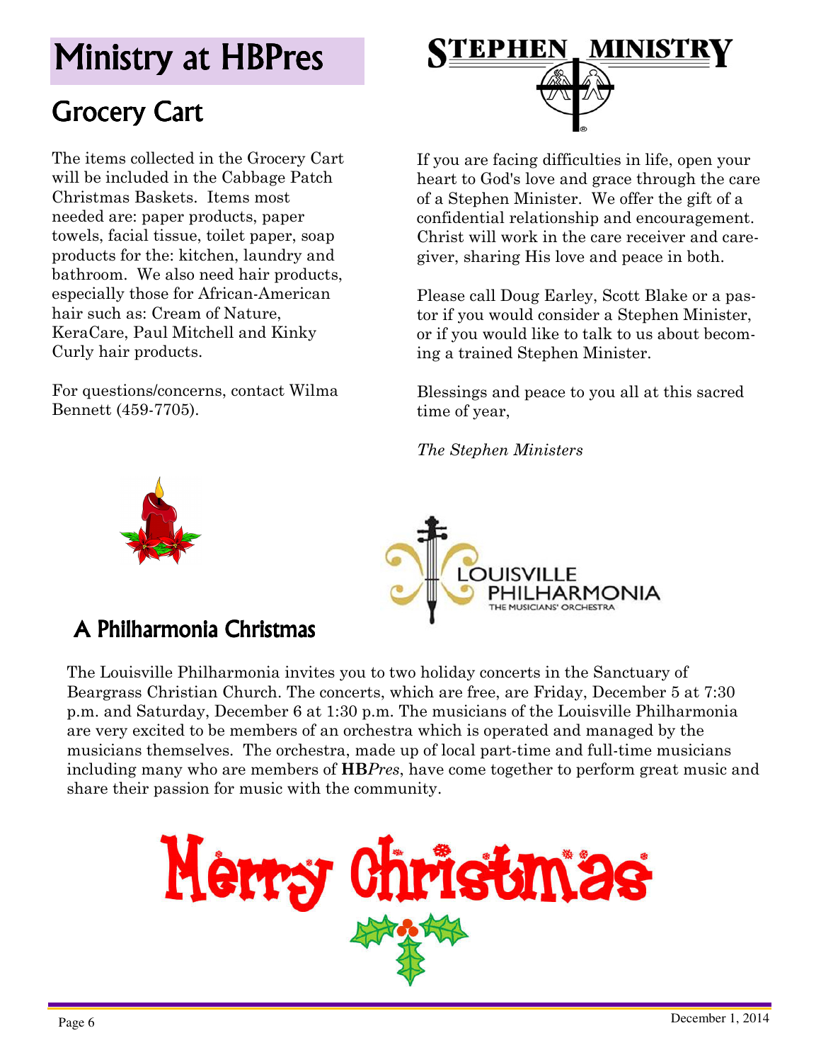# Ministry at HBPres

## Grocery Cart

The items collected in the Grocery Cart will be included in the Cabbage Patch Christmas Baskets. Items most needed are: paper products, paper towels, facial tissue, toilet paper, soap products for the: kitchen, laundry and bathroom. We also need hair products, especially those for African-American hair such as: Cream of Nature, KeraCare, Paul Mitchell and Kinky Curly hair products.

For questions/concerns, contact Wilma Bennett (459-7705).

## Stephen Ministry

If you are facing difficulties in life, open your heart to God's love and grace through the care of a Stephen Minister. We offer the gift of a confidential relationship and encouragement. Christ will work in the care receiver and caregiver, sharing His love and peace in both.

Please call Doug Earley, Scott Blake or a pastor if you would consider a Stephen Minister, or if you would like to talk to us about becoming a trained Stephen Minister.

Blessings and peace to you all at this sacred time of year,

*The Stephen Ministers*

## A Philharmonia Christmas

The Louisville Philharmonia invites you to two holiday concerts in the Sanctuary of Beargrass Christian Church. The concerts, which are free, are Friday, December 5 at 7:30 p.m. and Saturday, December 6 at 1:30 p.m. The musicians of the Louisville Philharmonia are very excited to be members of an orchestra which is operated and managed by the musicians themselves. The orchestra, made up of local part-time and full-time musicians including many who are members of **HB***Pres*, have come together to perform great music and share their passion for music with the community.

Merry Christmas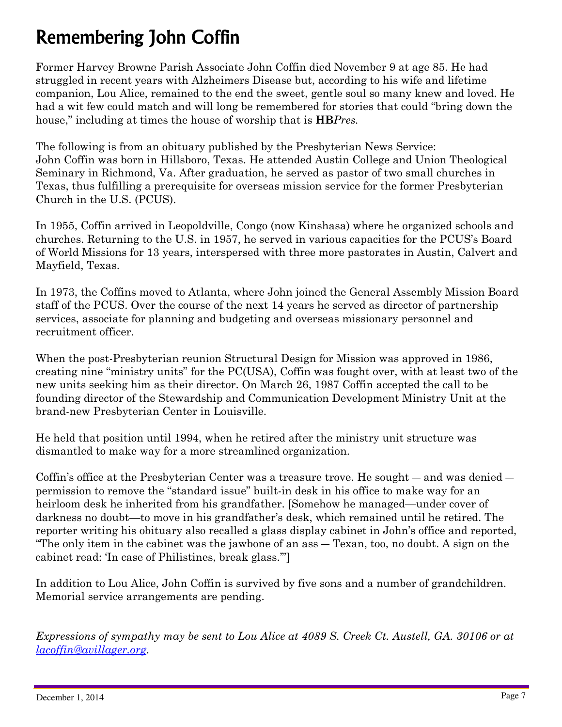# Remembering John Coffin

Former Harvey Browne Parish Associate John Coffin died November 9 at age 85. He had struggled in recent years with Alzheimers Disease but, according to his wife and lifetime companion, Lou Alice, remained to the end the sweet, gentle soul so many knew and loved. He had a wit few could match and will long be remembered for stories that could "bring down the house," including at times the house of worship that is **HB***Pres.*

The following is from an obituary published by the Presbyterian News Service:
John Coffin was born in Hillsboro, Texas. He attended Austin College and Union Theological Seminary in Richmond, Va. After graduation, he served as pastor of two small churches in Texas, thus fulfilling a prerequisite for overseas mission service for the former Presbyterian Church in the U.S. (PCUS).

In 1955, Coffin arrived in Leopoldville, Congo (now Kinshasa) where he organized schools and churches. Returning to the U.S. in 1957, he served in various capacities for the PCUS's Board of World Missions for 13 years, interspersed with three more pastorates in Austin, Calvert and Mayfield, Texas.

In 1973, the Coffins moved to Atlanta, where John joined the General Assembly Mission Board staff of the PCUS. Over the course of the next 14 years he served as director of partnership services, associate for planning and budgeting and overseas missionary personnel and recruitment officer.

When the post-Presbyterian reunion Structural Design for Mission was approved in 1986, creating nine "ministry units" for the PC(USA), Coffin was fought over, with at least two of the new units seeking him as their director. On March 26, 1987 Coffin accepted the call to be founding director of the Stewardship and Communication Development Ministry Unit at the brand-new Presbyterian Center in Louisville.

He held that position until 1994, when he retired after the ministry unit structure was dismantled to make way for a more streamlined organization.

Coffin's office at the Presbyterian Center was a treasure trove. He sought — and was denied — permission to remove the "standard issue" built-in desk in his office to make way for an heirloom desk he inherited from his grandfather. [Somehow he managed—under cover of darkness no doubt—to move in his grandfather's desk, which remained until he retired. The reporter writing his obituary also recalled a glass display cabinet in John's office and reported, "The only item in the cabinet was the jawbone of an ass — Texan, too, no doubt. A sign on the cabinet read: 'In case of Philistines, break glass.'"]

In addition to Lou Alice, John Coffin is survived by five sons and a number of grandchildren. Memorial service arrangements are pending.

*Expressions of sympathy may be sent to Lou Alice at 4089 S. Creek Ct. Austell, GA. 30106 or at [lacoffin@avillager.org](mailto:lacoffin@avillager.org).*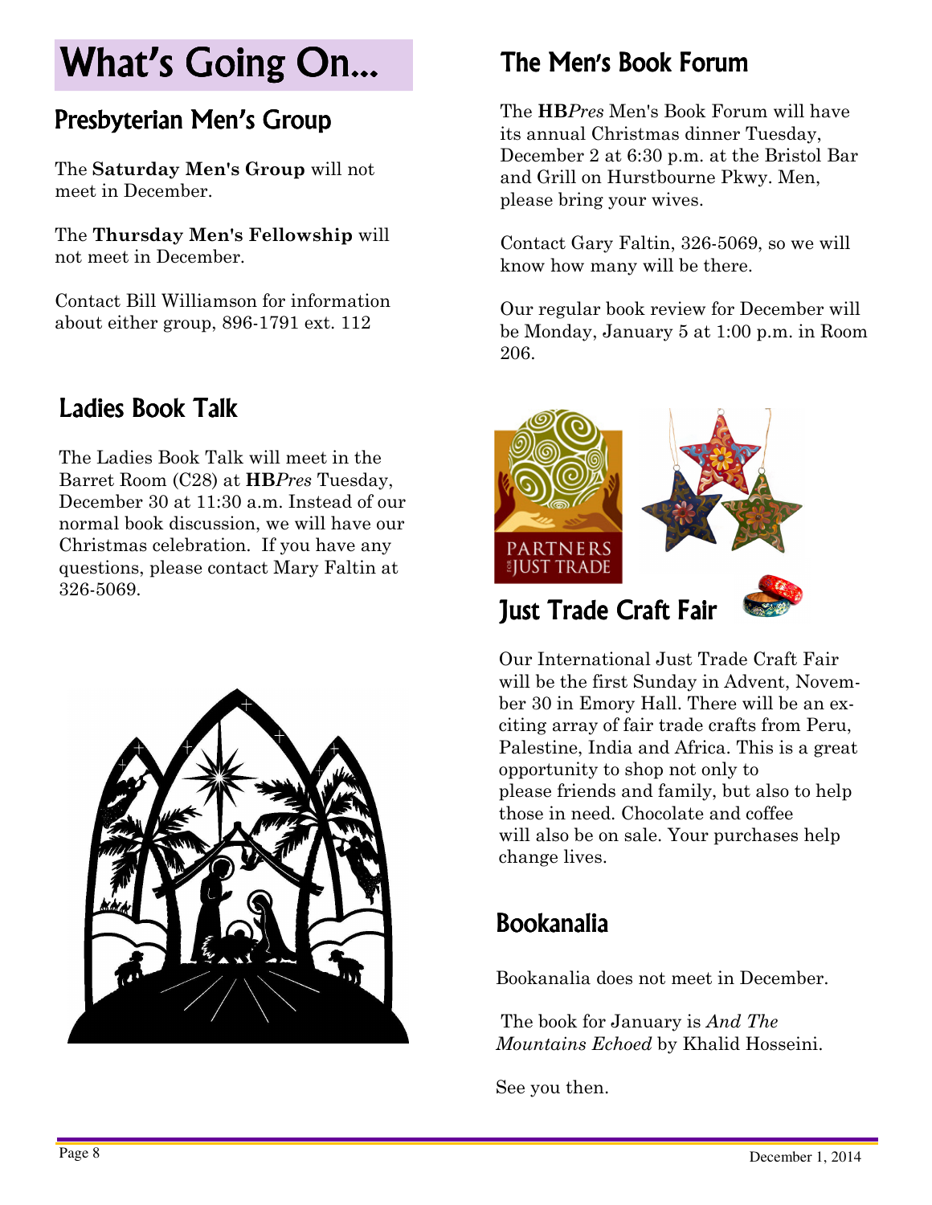# What's Going On...

## Presbyterian Men's Group

The **Saturday Men's Group** will not meet in December.

The **Thursday Men's Fellowship** will not meet in December.

Contact Bill Williamson for information about either group, 896-1791 ext. 112

## Ladies Book Talk

The Ladies Book Talk will meet in the Barret Room (C28) at **HB***Pres* Tuesday, December 30 at 11:30 a.m. Instead of our normal book discussion, we will have our Christmas celebration. If you have any questions, please contact Mary Faltin at 326-5069.

## The Men's Book Forum

The **HB***Pres* Men's Book Forum will have its annual Christmas dinner Tuesday, December 2 at 6:30 p.m. at the Bristol Bar and Grill on Hurstbourne Pkwy. Men, please bring your wives.

Contact Gary Faltin, 326-5069, so we will know how many will be there.

Our regular book review for December will be Monday, January 5 at 1:00 p.m. in Room 206.

## Just Trade Craft Fair

Our International Just Trade Craft Fair will be the first Sunday in Advent, November 30 in Emory Hall. There will be an exciting array of fair trade crafts from Peru, Palestine, India and Africa. This is a great opportunity to shop not only to please friends and family, but also to help those in need. Chocolate and coffee will also be on sale. Your purchases help change lives.

## Bookanalia

Bookanalia does not meet in December.

The book for January is *And The Mountains Echoed* by Khalid Hosseini.

See you then.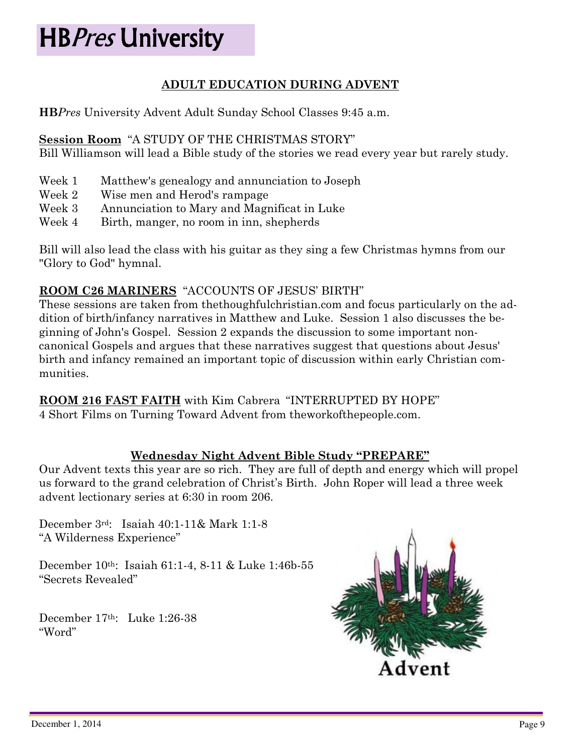# HB*Pres* University

## ADULT EDUCATION DURING ADVENT

**HB***Pres* University Advent Adult Sunday School Classes 9:45 a.m.

**Session Room** "A STUDY OF THE CHRISTMAS STORY"
Bill Williamson will lead a Bible study of the stories we read every year but rarely study.

- Week 1 Matthew's genealogy and annunciation to Joseph
- Week 2 Wise men and Herod's rampage
- Week 3 Annunciation to Mary and Magnificat in Luke
- Week 4 Birth, manger, no room in inn, shepherds

Bill will also lead the class with his guitar as they sing a few Christmas hymns from our "Glory to God" hymnal.

**ROOM C26 MARINERS** "ACCOUNTS OF JESUS' BIRTH"
These sessions are taken from thethoughtfulchristian.com and focus particularly on the addition of birth/infancy narratives in Matthew and Luke. Session 1 also discusses the beginning of John's Gospel. Session 2 expands the discussion to some important non-canonical Gospels and argues that these narratives suggest that questions about Jesus' birth and infancy remained an important topic of discussion within early Christian communities.

**ROOM 216 FAST FAITH** with Kim Cabrera "INTERRUPTED BY HOPE"
4 Short Films on Turning Toward Advent from theworkofthepeople.com.

## Wednesday Night Advent Bible Study "PREPARE"

Our Advent texts this year are so rich. They are full of depth and energy which will propel us forward to the grand celebration of Christ's Birth. John Roper will lead a three week advent lectionary series at 6:30 in room 206.

December 3rd: Isaiah 40:1-11& Mark 1:1-8
"A Wilderness Experience"

December 10th: Isaiah 61:1-4, 8-11 & Luke 1:46b-55
"Secrets Revealed"

December 17th: Luke 1:26-38
"Word"

Advent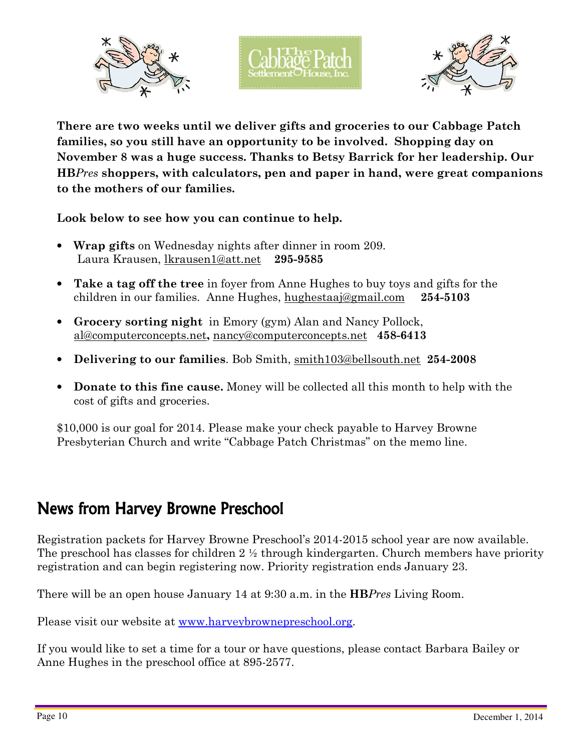**There are two weeks until we deliver gifts and groceries to our Cabbage Patch families, so you still have an opportunity to be involved. Shopping day on November 8 was a huge success. Thanks to Betsy Barrick for her leadership. Our HB*Pres* shoppers, with calculators, pen and paper in hand, were great companions to the mothers of our families.**

**Look below to see how you can continue to help.**

- **Wrap gifts** on Wednesday nights after dinner in room 209. Laura Krausen, lkrausen1@att.net **295-9585**
- **Take a tag off the tree** in foyer from Anne Hughes to buy toys and gifts for the children in our families. Anne Hughes, hughestaaj@gmail.com **254-5103**
- **Grocery sorting night** in Emory (gym) Alan and Nancy Pollock, al@computerconcepts.net**,** nancy@computerconcepts.net **458-6413**
- **Delivering to our families**. Bob Smith, smith103@bellsouth.net **254-2008**
- **Donate to this fine cause.** Money will be collected all this month to help with the cost of gifts and groceries.

$10,000 is our goal for 2014. Please make your check payable to Harvey Browne Presbyterian Church and write "Cabbage Patch Christmas" on the memo line.

## News from Harvey Browne Preschool

Registration packets for Harvey Browne Preschool's 2014-2015 school year are now available. The preschool has classes for children 2 ½ through kindergarten. Church members have priority registration and can begin registering now. Priority registration ends January 23.

There will be an open house January 14 at 9:30 a.m. in the **HB***Pres* Living Room.

Please visit our website at www.harveybrownepreschool.org.

If you would like to set a time for a tour or have questions, please contact Barbara Bailey or Anne Hughes in the preschool office at 895-2577.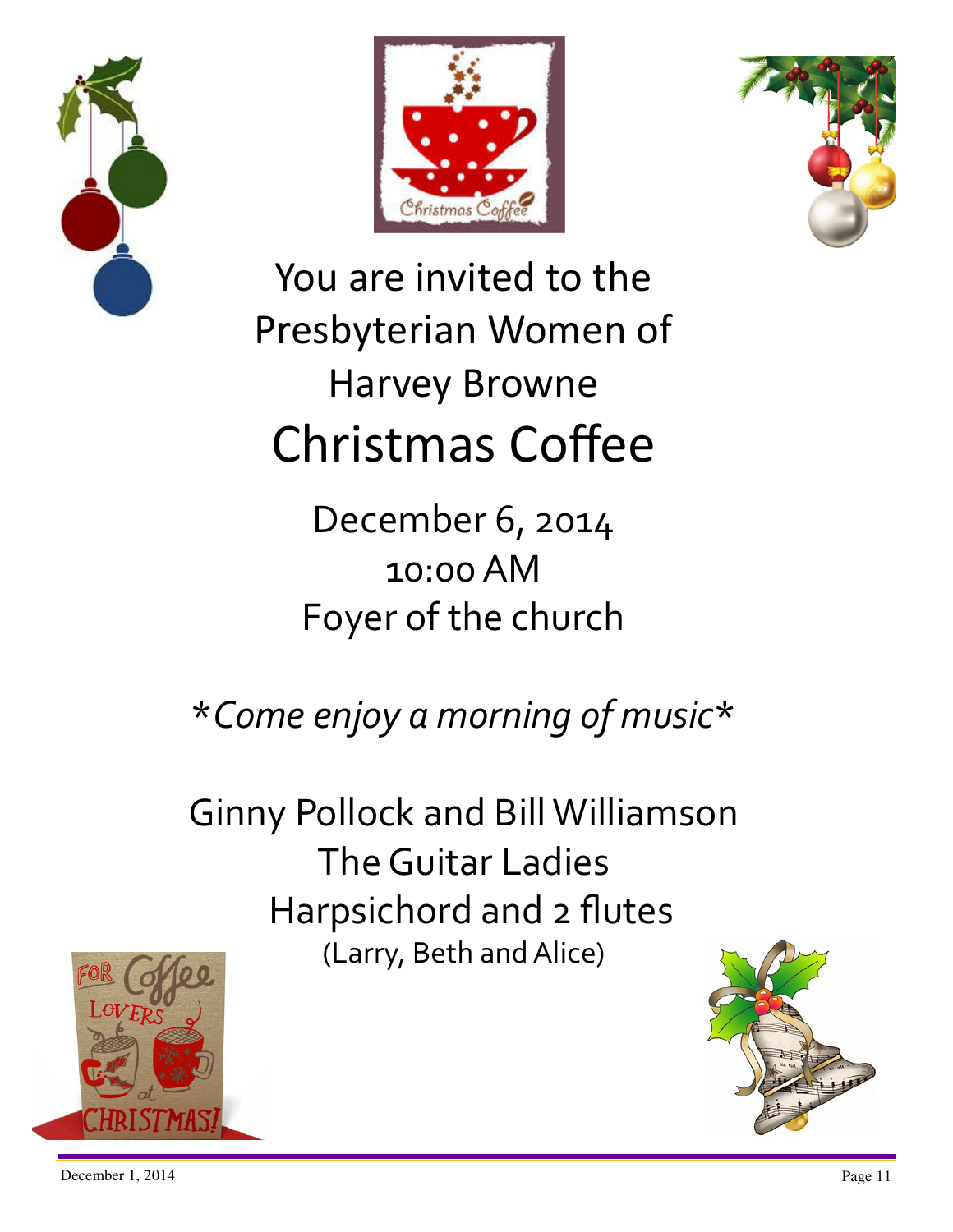You are invited to the
Presbyterian Women of
Harvey Browne

# Christmas Coffee

December 6, 2014
10:00 AM
Foyer of the church

*\*Come enjoy a morning of music\**

Ginny Pollock and Bill Williamson
The Guitar Ladies
Harpsichord and 2 flutes
(Larry, Beth and Alice)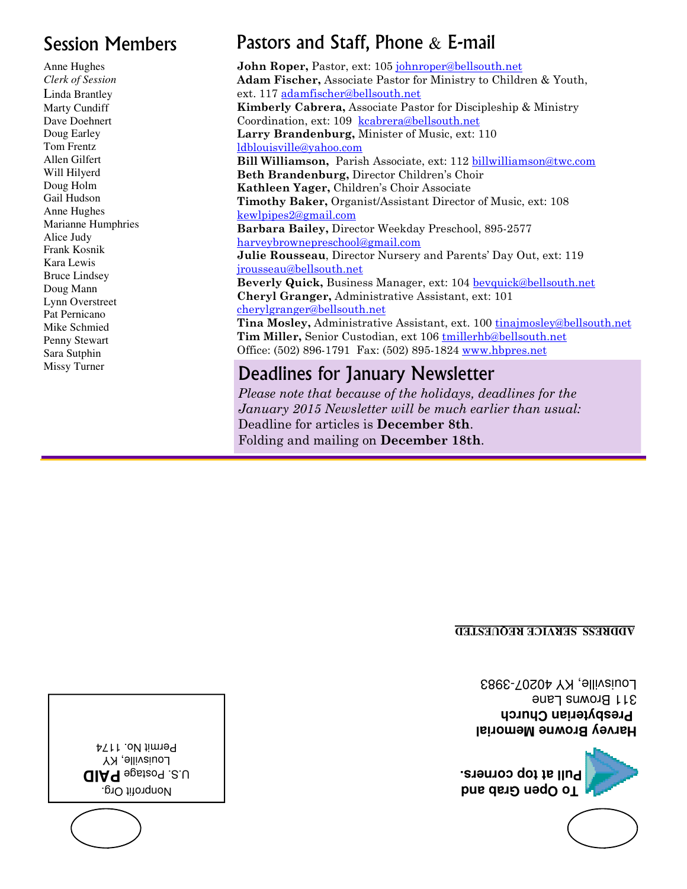## Session Members

Anne Hughes
*Clerk of Session*
Linda Brantley
Marty Cundiff
Dave Doehnert
Doug Earley
Tom Frentz
Allen Gilfert
Will Hilyerd
Doug Holm
Gail Hudson
Anne Hughes
Marianne Humphries
Alice Judy
Frank Kosnik
Kara Lewis
Bruce Lindsey
Doug Mann
Lynn Overstreet
Pat Pernicano
Mike Schmied
Penny Stewart
Sara Sutphin
Missy Turner

## Pastors and Staff, Phone & E-mail

**John Roper,** Pastor, ext: 105 johnroper@bellsouth.net
**Adam Fischer,** Associate Pastor for Ministry to Children & Youth, ext. 117 adamfischer@bellsouth.net
**Kimberly Cabrera,** Associate Pastor for Discipleship & Ministry Coordination, ext: 109 kcabrera@bellsouth.net
**Larry Brandenburg,** Minister of Music, ext: 110 ldblouisville@yahoo.com
**Bill Williamson,** Parish Associate, ext: 112 billwilliamson@twc.com
**Beth Brandenburg,** Director Children's Choir
**Kathleen Yager,** Children's Choir Associate
**Timothy Baker,** Organist/Assistant Director of Music, ext: 108 kewlpipes2@gmail.com
**Barbara Bailey,** Director Weekday Preschool, 895-2577 harveybrownepreschool@gmail.com
**Julie Rousseau**, Director Nursery and Parents' Day Out, ext: 119 jrousseau@bellsouth.net
**Beverly Quick,** Business Manager, ext: 104 bevquick@bellsouth.net
**Cheryl Granger,** Administrative Assistant, ext: 101 cherylgranger@bellsouth.net
**Tina Mosley,** Administrative Assistant, ext. 100 tinajmosley@bellsouth.net
**Tim Miller,** Senior Custodian, ext 106 tmillerhb@bellsouth.net
Office: (502) 896-1791 Fax: (502) 895-1824 www.hbpres.net

## Deadlines for January Newsletter

*Please note that because of the holidays, deadlines for the January 2015 Newsletter will be much earlier than usual:*
Deadline for articles is **December 8th**.
Folding and mailing on **December 18th**.

**ADDRESS SERVICE REQUESTED**

**Harvey Browne Memorial Presbyterian Church**
311 Browns Lane
Louisville, KY 40207-3983

**To Open Grab and Pull at top corners.**

Nonprofit Org.
U.S. Postage **PAID**
Louisville, KY
Permit No. 1174